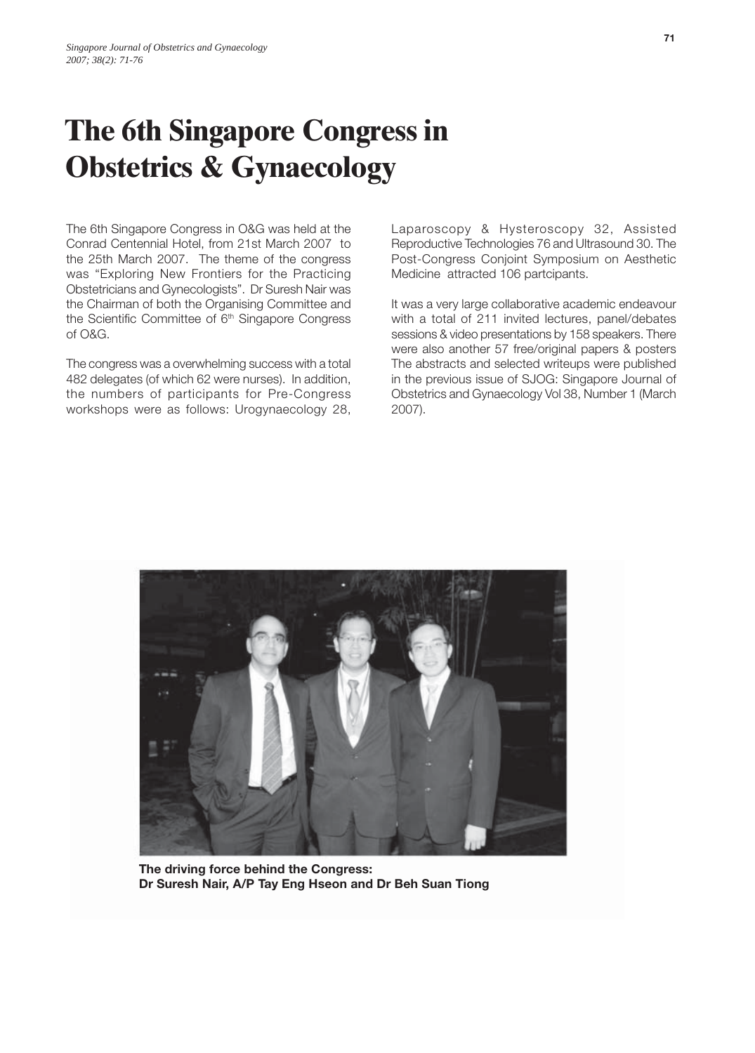# The 6th Singapore Congress in Obstetrics & Gynaecology

The 6th Singapore Congress in O&G was held at the Conrad Centennial Hotel, from 21st March 2007 to the 25th March 2007. The theme of the congress was "Exploring New Frontiers for the Practicing Obstetricians and Gynecologists". Dr Suresh Nair was the Chairman of both the Organising Committee and the Scientific Committee of 6th Singapore Congress of O&G.

The congress was a overwhelming success with a total 482 delegates (of which 62 were nurses). In addition, the numbers of participants for Pre-Congress workshops were as follows: Urogynaecology 28, Laparoscopy & Hysteroscopy 32, Assisted Reproductive Technologies 76 and Ultrasound 30. The Post-Congress Conjoint Symposium on Aesthetic Medicine attracted 106 partcipants.

It was a very large collaborative academic endeavour with a total of 211 invited lectures, panel/debates sessions & video presentations by 158 speakers. There were also another 57 free/original papers & posters The abstracts and selected writeups were published in the previous issue of SJOG: Singapore Journal of Obstetrics and Gynaecology Vol 38, Number 1 (March 2007).

**The driving force behind the Congress: Dr Suresh Nair, A/P Tay Eng Hseon and Dr Beh Suan Tiong**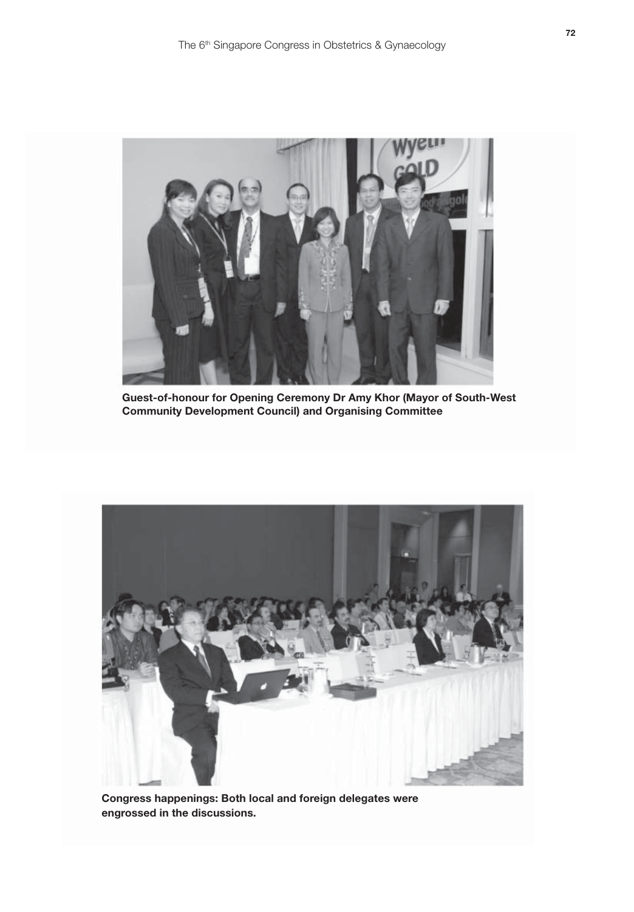Guest-of-honour for Opening Ceremony Dr Amy Khor (Mayor of South-West Community Development Council) and Organising Committee

Congress happenings: Both local and foreign delegates were engrossed in the discussions.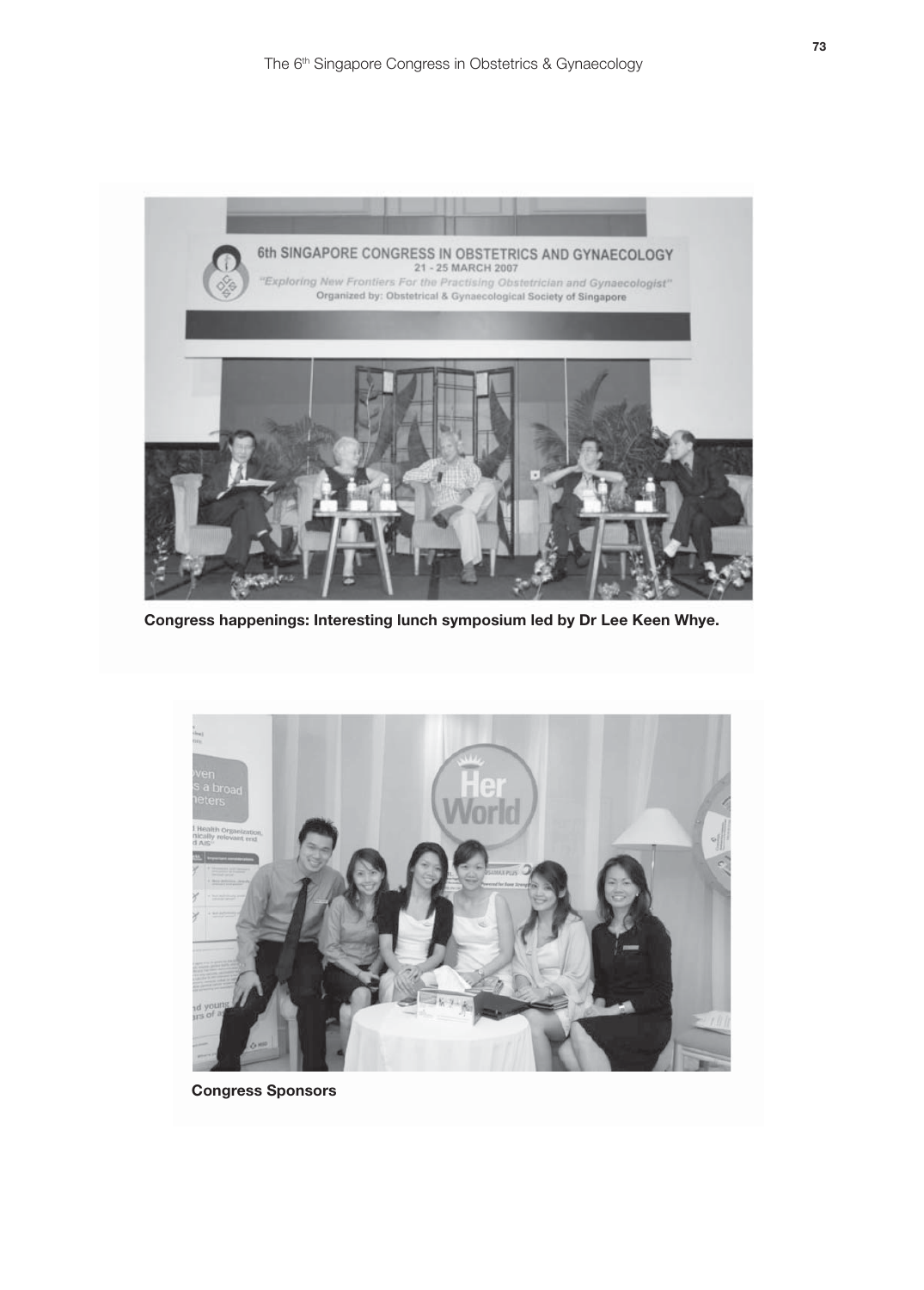Congress happenings: Interesting lunch symposium led by Dr Lee Keen Whye.

Congress Sponsors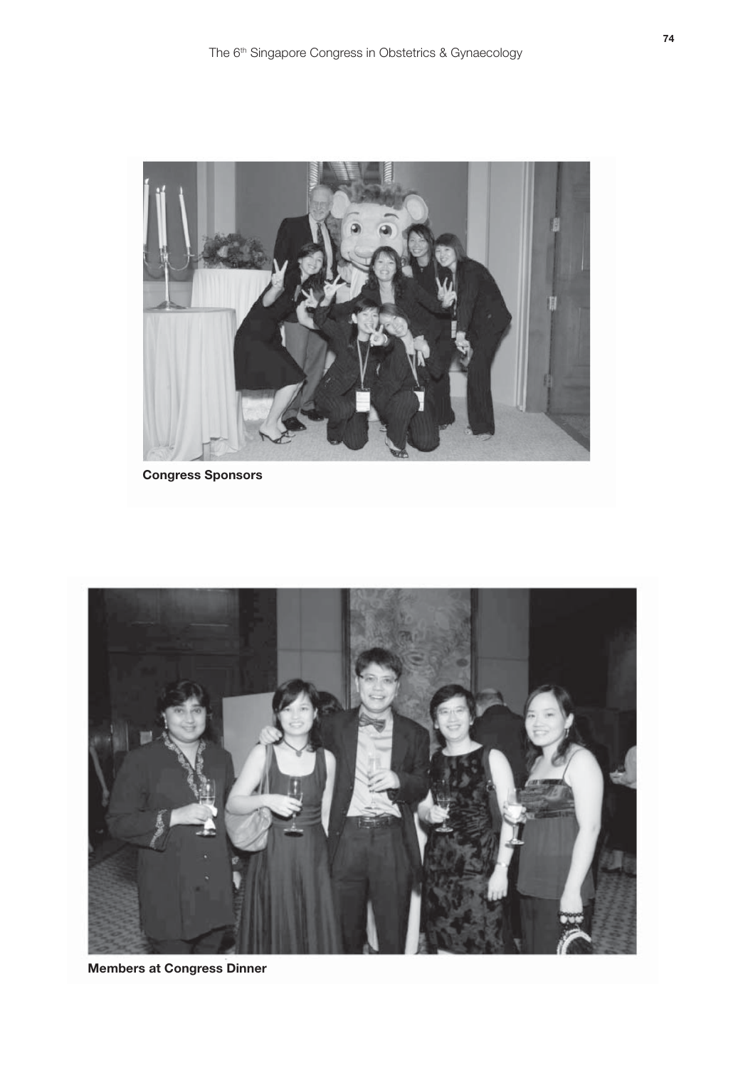**Congress Sponsors**

**Members at Congress Dinner**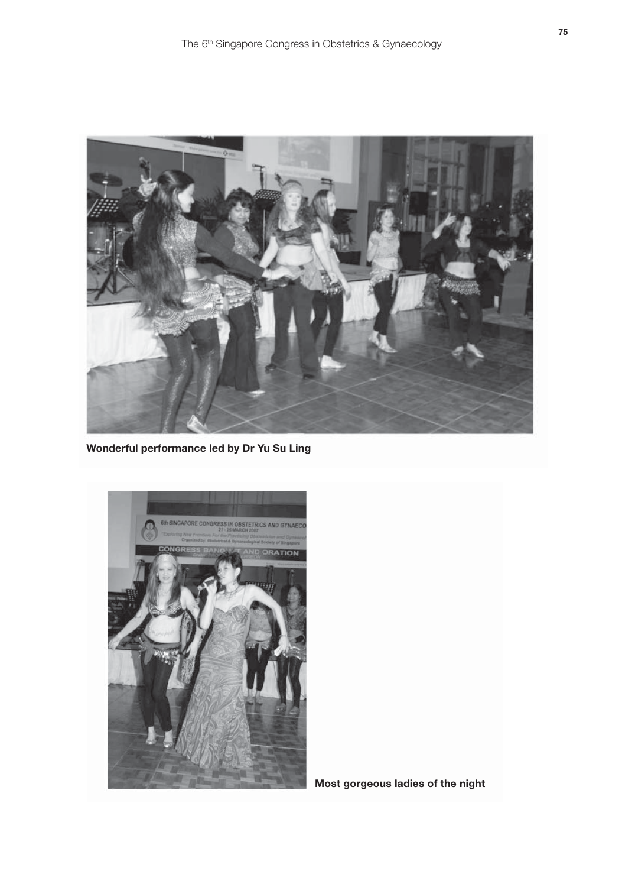Wonderful performance led by Dr Yu Su Ling

Most gorgeous ladies of the night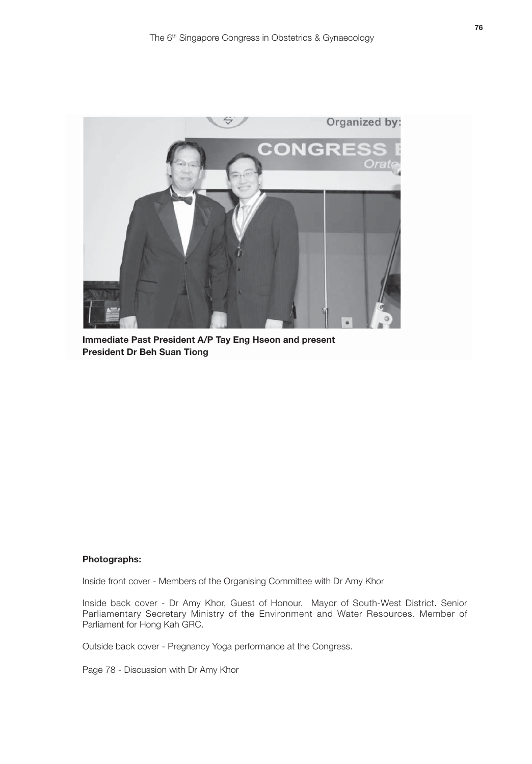**Immediate Past President A/P Tay Eng Hseon and present President Dr Beh Suan Tiong**

**Photographs:**

Inside front cover - Members of the Organising Committee with Dr Amy Khor

Inside back cover - Dr Amy Khor, Guest of Honour. Mayor of South-West District. Senior Parliamentary Secretary Ministry of the Environment and Water Resources. Member of Parliament for Hong Kah GRC.

Outside back cover - Pregnancy Yoga performance at the Congress.

Page 78 - Discussion with Dr Amy Khor